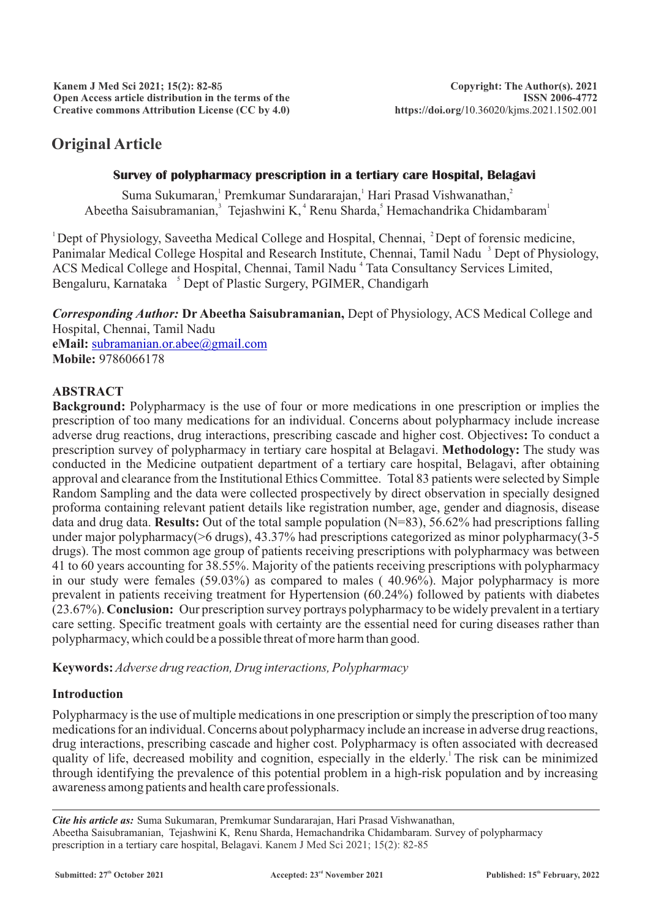## Original Article

### Survey of polypharmacy prescription in a tertiary care Hospital, Belagavi

Suma Sukumaran,[1] Premkumar Sundararajan,[1] Hari Prasad Vishwanathan,[2] Abeetha Saisubramanian,[3] Tejashwini K,[4] Renu Sharda,[5] Hemachandrika Chidambaram[1]

[1] Dept of Physiology, Saveetha Medical College and Hospital, Chennai, [2] Dept of forensic medicine, Panimalar Medical College Hospital and Research Institute, Chennai, Tamil Nadu [3] Dept of Physiology, ACS Medical College and Hospital, Chennai, Tamil Nadu [4] Tata Consultancy Services Limited, Bengaluru, Karnataka [5] Dept of Plastic Surgery, PGIMER, Chandigarh

***Corresponding Author:*** **Dr Abeetha Saisubramanian,** Dept of Physiology, ACS Medical College and Hospital, Chennai, Tamil Nadu
**eMail:** subramanian.or.abee@gmail.com
**Mobile:** 9786066178

## ABSTRACT

**Background:** Polypharmacy is the use of four or more medications in one prescription or implies the prescription of too many medications for an individual. Concerns about polypharmacy include increase adverse drug reactions, drug interactions, prescribing cascade and higher cost. Objectives**:** To conduct a prescription survey of polypharmacy in tertiary care hospital at Belagavi. **Methodology:** The study was conducted in the Medicine outpatient department of a tertiary care hospital, Belagavi, after obtaining approval and clearance from the Institutional Ethics Committee. Total 83 patients were selected by Simple Random Sampling and the data were collected prospectively by direct observation in specially designed proforma containing relevant patient details like registration number, age, gender and diagnosis, disease data and drug data. **Results:** Out of the total sample population (N=83), 56.62% had prescriptions falling under major polypharmacy(>6 drugs), 43.37% had prescriptions categorized as minor polypharmacy(3-5 drugs). The most common age group of patients receiving prescriptions with polypharmacy was between 41 to 60 years accounting for 38.55%. Majority of the patients receiving prescriptions with polypharmacy in our study were females (59.03%) as compared to males ( 40.96%). Major polypharmacy is more prevalent in patients receiving treatment for Hypertension (60.24%) followed by patients with diabetes (23.67%). **Conclusion:** Our prescription survey portrays polypharmacy to be widely prevalent in a tertiary care setting. Specific treatment goals with certainty are the essential need for curing diseases rather than polypharmacy, which could be a possible threat of more harm than good.

**Keywords:** *Adverse drug reaction, Drug interactions, Polypharmacy*

## Introduction

Polypharmacy is the use of multiple medications in one prescription or simply the prescription of too many medications for an individual. Concerns about polypharmacy include an increase in adverse drug reactions, drug interactions, prescribing cascade and higher cost. Polypharmacy is often associated with decreased quality of life, decreased mobility and cognition, especially in the elderly.[1] The risk can be minimized through identifying the prevalence of this potential problem in a high-risk population and by increasing awareness among patients and health care professionals.

***Cite his article as:*** Suma Sukumaran, Premkumar Sundararajan, Hari Prasad Vishwanathan, Abeetha Saisubramanian, Tejashwini K, Renu Sharda, Hemachandrika Chidambaram. Survey of polypharmacy prescription in a tertiary care hospital, Belagavi. Kanem J Med Sci 2021; 15(2): 82-85

**Submitted: 27th October 2021** **Accepted: 23rd November 2021** **Published: 15th February, 2022**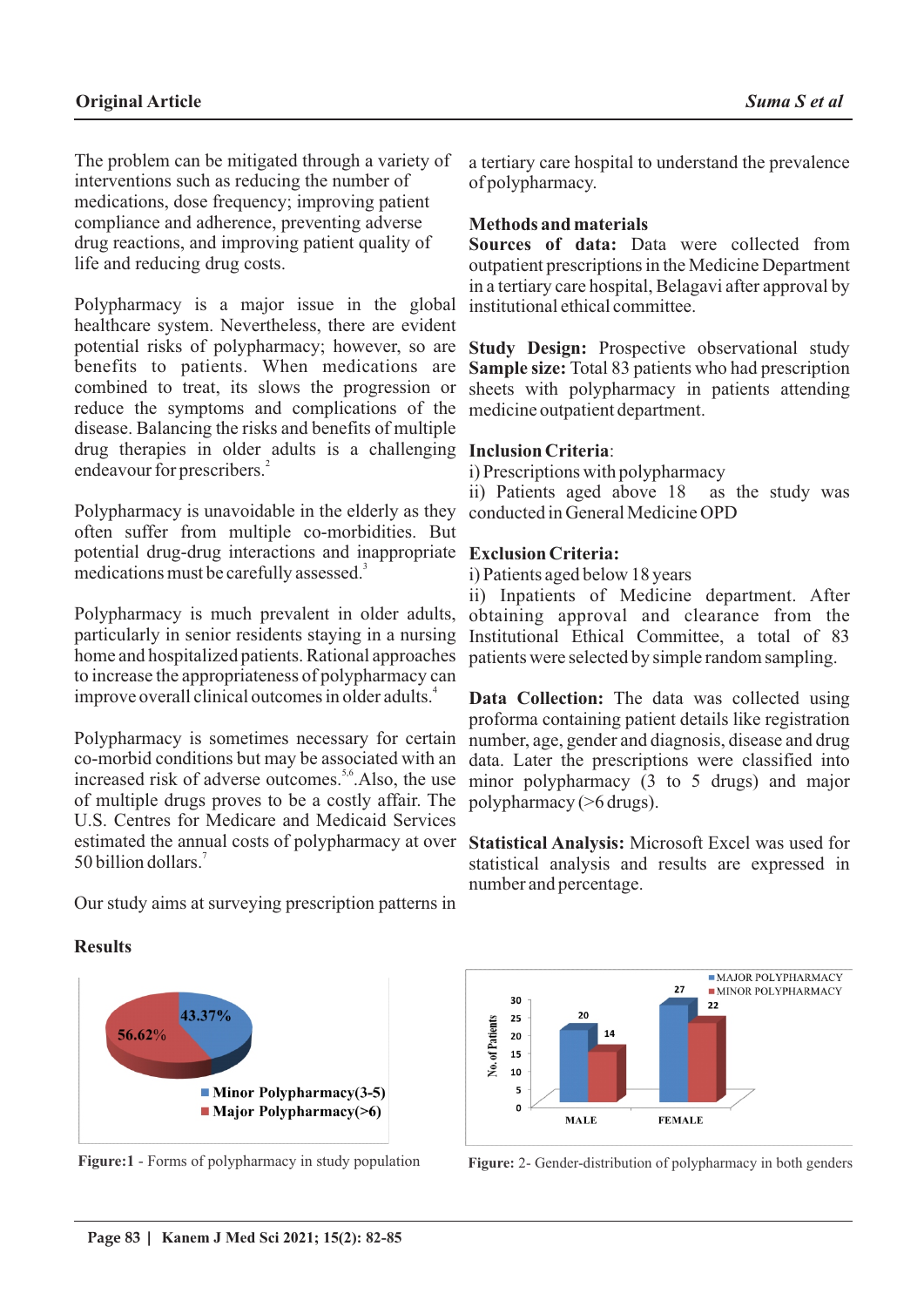The problem can be mitigated through a variety of interventions such as reducing the number of medications, dose frequency; improving patient compliance and adherence, preventing adverse drug reactions, and improving patient quality of life and reducing drug costs.

Polypharmacy is a major issue in the global healthcare system. Nevertheless, there are evident potential risks of polypharmacy; however, so are benefits to patients. When medications are combined to treat, its slows the progression or reduce the symptoms and complications of the disease. Balancing the risks and benefits of multiple drug therapies in older adults is a challenging endeavour for prescribers.[2]

Polypharmacy is unavoidable in the elderly as they often suffer from multiple co-morbidities. But potential drug-drug interactions and inappropriate medications must be carefully assessed.[3]

Polypharmacy is much prevalent in older adults, particularly in senior residents staying in a nursing home and hospitalized patients. Rational approaches to increase the appropriateness of polypharmacy can improve overall clinical outcomes in older adults.[4]

Polypharmacy is sometimes necessary for certain co-morbid conditions but may be associated with an increased risk of adverse outcomes.[5,6] Also, the use of multiple drugs proves to be a costly affair. The U.S. Centres for Medicare and Medicaid Services estimated the annual costs of polypharmacy at over 50 billion dollars.[7]

Our study aims at surveying prescription patterns in a tertiary care hospital to understand the prevalence of polypharmacy.

## Methods and materials

**Sources of data:** Data were collected from outpatient prescriptions in the Medicine Department in a tertiary care hospital, Belagavi after approval by institutional ethical committee.

**Study Design:** Prospective observational study
**Sample size:** Total 83 patients who had prescription sheets with polypharmacy in patients attending medicine outpatient department.

**Inclusion Criteria**:
i) Prescriptions with polypharmacy
ii) Patients aged above 18 as the study was conducted in General Medicine OPD

**Exclusion Criteria:**
i) Patients aged below 18 years
ii) Inpatients of Medicine department. After obtaining approval and clearance from the Institutional Ethical Committee, a total of 83 patients were selected by simple random sampling.

**Data Collection:** The data was collected using proforma containing patient details like registration number, age, gender and diagnosis, disease and drug data. Later the prescriptions were classified into minor polypharmacy (3 to 5 drugs) and major polypharmacy (>6 drugs).

**Statistical Analysis:** Microsoft Excel was used for statistical analysis and results are expressed in number and percentage.

## Results

43.37%
56.62%

- Minor Polypharmacy(3-5)
- Major Polypharmacy(>6)

**Figure:1** - Forms of polypharmacy in study population

| | MAJOR POLYPHARMACY | MINOR POLYPHARMACY |
|---|---|---|
| MALE | 20 | 14 |
| FEMALE | 27 | 22 |

**Figure:** 2- Gender-distribution of polypharmacy in both genders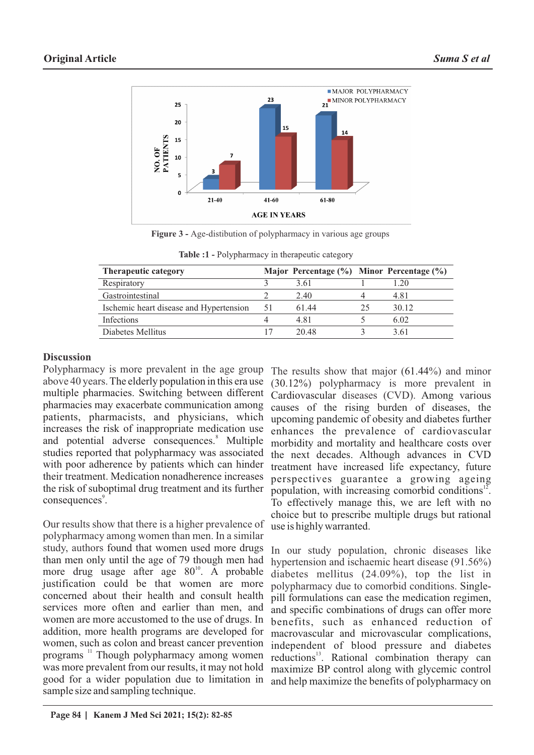Figure 3 - Age-distibution of polypharmacy in various age groups

Table :1 - Polypharmacy in therapeutic category

| Therapeutic category | Major | Percentage (%) | Minor | Percentage (%) |
|---|---|---|---|---|
| Respiratory | 3 | 3.61 | 1 | 1.20 |
| Gastrointestinal | 2 | 2.40 | 4 | 4.81 |
| Ischemic heart disease and Hypertension | 51 | 61.44 | 25 | 30.12 |
| Infections | 4 | 4.81 | 5 | 6.02 |
| Diabetes Mellitus | 17 | 20.48 | 3 | 3.61 |

## Discussion

Polypharmacy is more prevalent in the age group above 40 years. The elderly population in this era use multiple pharmacies. Switching between different pharmacies may exacerbate communication among patients, pharmacists, and physicians, which increases the risk of inappropriate medication use and potential adverse consequences.[8] Multiple studies reported that polypharmacy was associated with poor adherence by patients which can hinder their treatment. Medication nonadherence increases the risk of suboptimal drug treatment and its further consequences[9].

Our results show that there is a higher prevalence of polypharmacy among women than men. In a similar study, authors found that women used more drugs than men only until the age of 79 though men had more drug usage after age 80[10]. A probable justification could be that women are more concerned about their health and consult health services more often and earlier than men, and women are more accustomed to the use of drugs. In addition, more health programs are developed for women, such as colon and breast cancer prevention programs [11] Though polypharmacy among women was more prevalent from our results, it may not hold good for a wider population due to limitation in sample size and sampling technique.

The results show that major (61.44%) and minor (30.12%) polypharmacy is more prevalent in Cardiovascular diseases (CVD). Among various causes of the rising burden of diseases, the upcoming pandemic of obesity and diabetes further enhances the prevalence of cardiovascular morbidity and mortality and healthcare costs over the next decades. Although advances in CVD treatment have increased life expectancy, future perspectives guarantee a growing ageing population, with increasing comorbid conditions[12]. To effectively manage this, we are left with no choice but to prescribe multiple drugs but rational use is highly warranted.

In our study population, chronic diseases like hypertension and ischaemic heart disease (91.56%) diabetes mellitus (24.09%), top the list in polypharmacy due to comorbid conditions. Single-pill formulations can ease the medication regimen, and specific combinations of drugs can offer more benefits, such as enhanced reduction of macrovascular and microvascular complications, independent of blood pressure and diabetes reductions[13]. Rational combination therapy can maximize BP control along with glycemic control and help maximize the benefits of polypharmacy on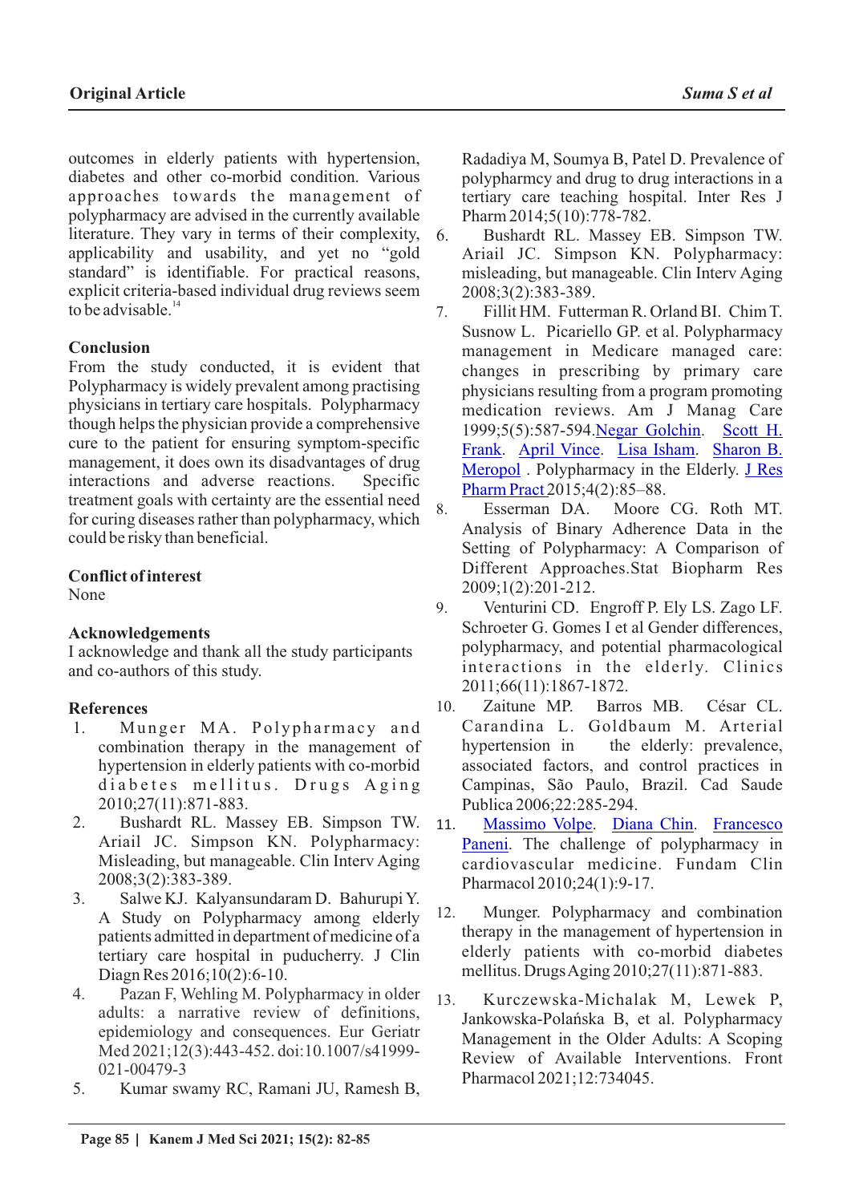outcomes in elderly patients with hypertension, diabetes and other co-morbid condition. Various approaches towards the management of polypharmacy are advised in the currently available literature. They vary in terms of their complexity, applicability and usability, and yet no "gold standard" is identifiable. For practical reasons, explicit criteria-based individual drug reviews seem to be advisable.[14]

## Conclusion

From the study conducted, it is evident that Polypharmacy is widely prevalent among practising physicians in tertiary care hospitals. Polypharmacy though helps the physician provide a comprehensive cure to the patient for ensuring symptom-specific management, it does own its disadvantages of drug interactions and adverse reactions. Specific treatment goals with certainty are the essential need for curing diseases rather than polypharmacy, which could be risky than beneficial.

## Conflict of interest

None

## Acknowledgements

I acknowledge and thank all the study participants and co-authors of this study.

## References

1. Munger MA. Polypharmacy and combination therapy in the management of hypertension in elderly patients with co-morbid diabetes mellitus. Drugs Aging 2010;27(11):871-883.
2. Bushardt RL. Massey EB. Simpson TW. Ariail JC. Simpson KN. Polypharmacy: Misleading, but manageable. Clin Interv Aging 2008;3(2):383-389.
3. Salwe KJ. Kalyansundaram D. Bahurupi Y. A Study on Polypharmacy among elderly patients admitted in department of medicine of a tertiary care hospital in puducherry. J Clin Diagn Res 2016;10(2):6-10.
4. Pazan F, Wehling M. Polypharmacy in older adults: a narrative review of definitions, epidemiology and consequences. Eur Geriatr Med 2021;12(3):443-452. doi:10.1007/s41999-021-00479-3
5. Kumar swamy RC, Ramani JU, Ramesh B, Radadiya M, Soumya B, Patel D. Prevalence of polypharmcy and drug to drug interactions in a tertiary care teaching hospital. Inter Res J Pharm 2014;5(10):778-782.
6. Bushardt RL. Massey EB. Simpson TW. Ariail JC. Simpson KN. Polypharmacy: misleading, but manageable. Clin Interv Aging 2008;3(2):383-389.
7. Fillit HM. Futterman R. Orland BI. Chim T. Susnow L. Picariello GP. et al. Polypharmacy management in Medicare managed care: changes in prescribing by primary care physicians resulting from a program promoting medication reviews. Am J Manag Care 1999;5(5):587-594. Negar Golchin. Scott H. Frank. April Vince. Lisa Isham. Sharon B. Meropol . Polypharmacy in the Elderly. J Res Pharm Pract 2015;4(2):85–88.
8. Esserman DA. Moore CG. Roth MT. Analysis of Binary Adherence Data in the Setting of Polypharmacy: A Comparison of Different Approaches. Stat Biopharm Res 2009;1(2):201-212.
9. Venturini CD. Engroff P. Ely LS. Zago LF. Schroeter G. Gomes I et al Gender differences, polypharmacy, and potential pharmacological interactions in the elderly. Clinics 2011;66(11):1867-1872.
10. Zaitune MP. Barros MB. César CL. Carandina L. Goldbaum M. Arterial hypertension in the elderly: prevalence, associated factors, and control practices in Campinas, São Paulo, Brazil. Cad Saude Publica 2006;22:285-294.
11. Massimo Volpe. Diana Chin. Francesco Paneni. The challenge of polypharmacy in cardiovascular medicine. Fundam Clin Pharmacol 2010;24(1):9-17.
12. Munger. Polypharmacy and combination therapy in the management of hypertension in elderly patients with co-morbid diabetes mellitus. Drugs Aging 2010;27(11):871-883.
13. Kurczewska-Michalak M, Lewek P, Jankowska-Polańska B, et al. Polypharmacy Management in the Older Adults: A Scoping Review of Available Interventions. Front Pharmacol 2021;12:734045.